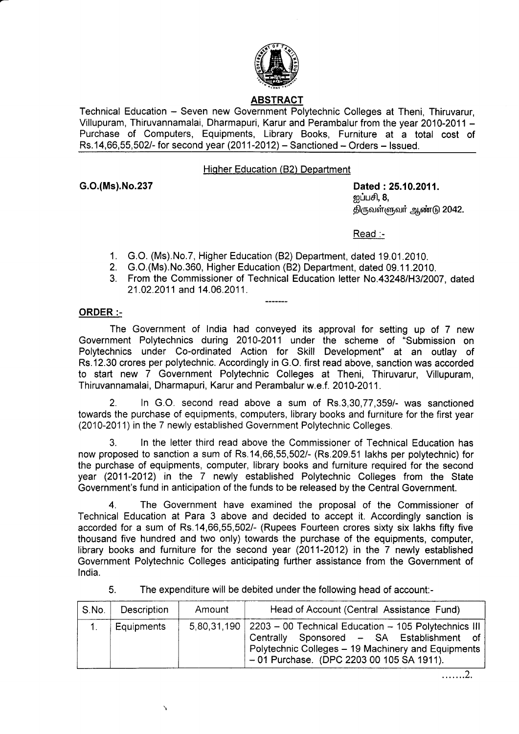## ABSTRACT

Technical Education – Seven new Government Polytechnic Colleges at Theni, Thiruvarur, Villupuram, Thiruvannamalai, Dharmapuri, Karur and Perambalur from the year 2010-2011 – Purchase of Computers, Equipments, Library Books, Furniture at a total cost of Rs.14,66,55,502/- for second year (2011-2012) – Sanctioned – Orders – Issued.

### Higher Education (B2) Department

**G.O.(Ms).No.237**

**Dated : 25.10.2011.**
**ஐப்பசி, 8,**
**திருவள்ளுவர் ஆண்டு 2042.**

Read :-

1. G.O. (Ms).No.7, Higher Education (B2) Department, dated 19.01.2010.
2. G.O.(Ms).No.360, Higher Education (B2) Department, dated 09.11.2010.
3. From the Commissioner of Technical Education letter No.43248/H3/2007, dated 21.02.2011 and 14.06.2011.

-------

**ORDER :-**

The Government of India had conveyed its approval for setting up of 7 new Government Polytechnics during 2010-2011 under the scheme of "Submission on Polytechnics under Co-ordinated Action for Skill Development" at an outlay of Rs.12.30 crores per polytechnic. Accordingly in G.O. first read above, sanction was accorded to start new 7 Government Polytechnic Colleges at Theni, Thiruvarur, Villupuram, Thiruvannamalai, Dharmapuri, Karur and Perambalur w.e.f. 2010-2011.

2. In G.O. second read above a sum of Rs.3,30,77,359/- was sanctioned towards the purchase of equipments, computers, library books and furniture for the first year (2010-2011) in the 7 newly established Government Polytechnic Colleges.

3. In the letter third read above the Commissioner of Technical Education has now proposed to sanction a sum of Rs.14,66,55,502/- (Rs.209.51 lakhs per polytechnic) for the purchase of equipments, computer, library books and furniture required for the second year (2011-2012) in the 7 newly established Polytechnic Colleges from the State Government's fund in anticipation of the funds to be released by the Central Government.

4. The Government have examined the proposal of the Commissioner of Technical Education at Para 3 above and decided to accept it. Accordingly sanction is accorded for a sum of Rs.14,66,55,502/- (Rupees Fourteen crores sixty six lakhs fifty five thousand five hundred and two only) towards the purchase of the equipments, computer, library books and furniture for the second year (2011-2012) in the 7 newly established Government Polytechnic Colleges anticipating further assistance from the Government of India.

5. The expenditure will be debited under the following head of account:-

| S.No. | Description | Amount | Head of Account (Central Assistance Fund) |
|---|---|---|---|
| 1. | Equipments | 5,80,31,190 | 2203 – 00 Technical Education – 105 Polytechnics III Centrally Sponsored – SA Establishment of Polytechnic Colleges – 19 Machinery and Equipments – 01 Purchase. (DPC 2203 00 105 SA 1911). |

.......2.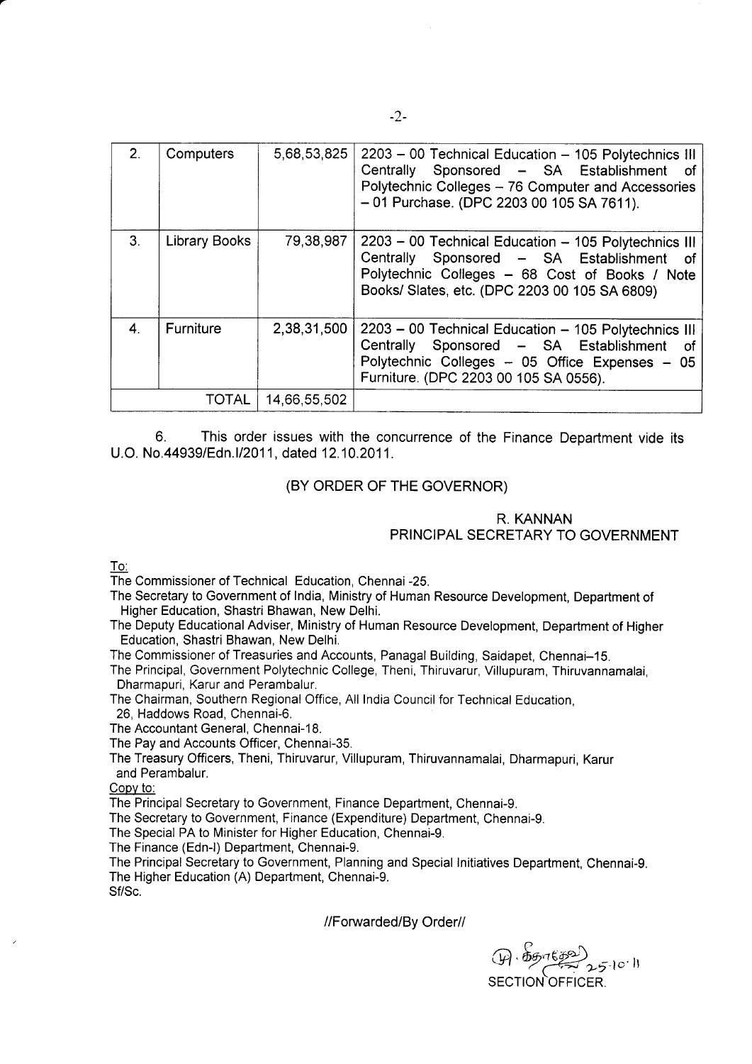| | | | |
|---|---|---|---|
| 2. | Computers | 5,68,53,825 | 2203 – 00 Technical Education – 105 Polytechnics III Centrally Sponsored – SA Establishment of Polytechnic Colleges – 76 Computer and Accessories – 01 Purchase. (DPC 2203 00 105 SA 7611). |
| 3. | Library Books | 79,38,987 | 2203 – 00 Technical Education – 105 Polytechnics III Centrally Sponsored – SA Establishment of Polytechnic Colleges – 68 Cost of Books / Note Books/ Slates, etc. (DPC 2203 00 105 SA 6809) |
| 4. | Furniture | 2,38,31,500 | 2203 – 00 Technical Education – 105 Polytechnics III Centrally Sponsored – SA Establishment of Polytechnic Colleges – 05 Office Expenses – 05 Furniture. (DPC 2203 00 105 SA 0556). |
| | TOTAL | 14,66,55,502 | |

6. This order issues with the concurrence of the Finance Department vide its U.O. No.44939/Edn.I/2011, dated 12.10.2011.

(BY ORDER OF THE GOVERNOR)

R. KANNAN
PRINCIPAL SECRETARY TO GOVERNMENT

To:

The Commissioner of Technical Education, Chennai -25.
The Secretary to Government of India, Ministry of Human Resource Development, Department of Higher Education, Shastri Bhawan, New Delhi.
The Deputy Educational Adviser, Ministry of Human Resource Development, Department of Higher Education, Shastri Bhawan, New Delhi.
The Commissioner of Treasuries and Accounts, Panagal Building, Saidapet, Chennai–15.
The Principal, Government Polytechnic College, Theni, Thiruvarur, Villupuram, Thiruvannamalai, Dharmapuri, Karur and Perambalur.
The Chairman, Southern Regional Office, All India Council for Technical Education, 26, Haddows Road, Chennai-6.
The Accountant General, Chennai-18.
The Pay and Accounts Officer, Chennai-35.
The Treasury Officers, Theni, Thiruvarur, Villupuram, Thiruvannamalai, Dharmapuri, Karur and Perambalur.

Copy to:

The Principal Secretary to Government, Finance Department, Chennai-9.
The Secretary to Government, Finance (Expenditure) Department, Chennai-9.
The Special PA to Minister for Higher Education, Chennai-9.
The Finance (Edn-I) Department, Chennai-9.
The Principal Secretary to Government, Planning and Special Initiatives Department, Chennai-9.
The Higher Education (A) Department, Chennai-9.
Sf/Sc.

//Forwarded/By Order//

ப. கந்தசாமி 25.10.11
SECTION OFFICER.